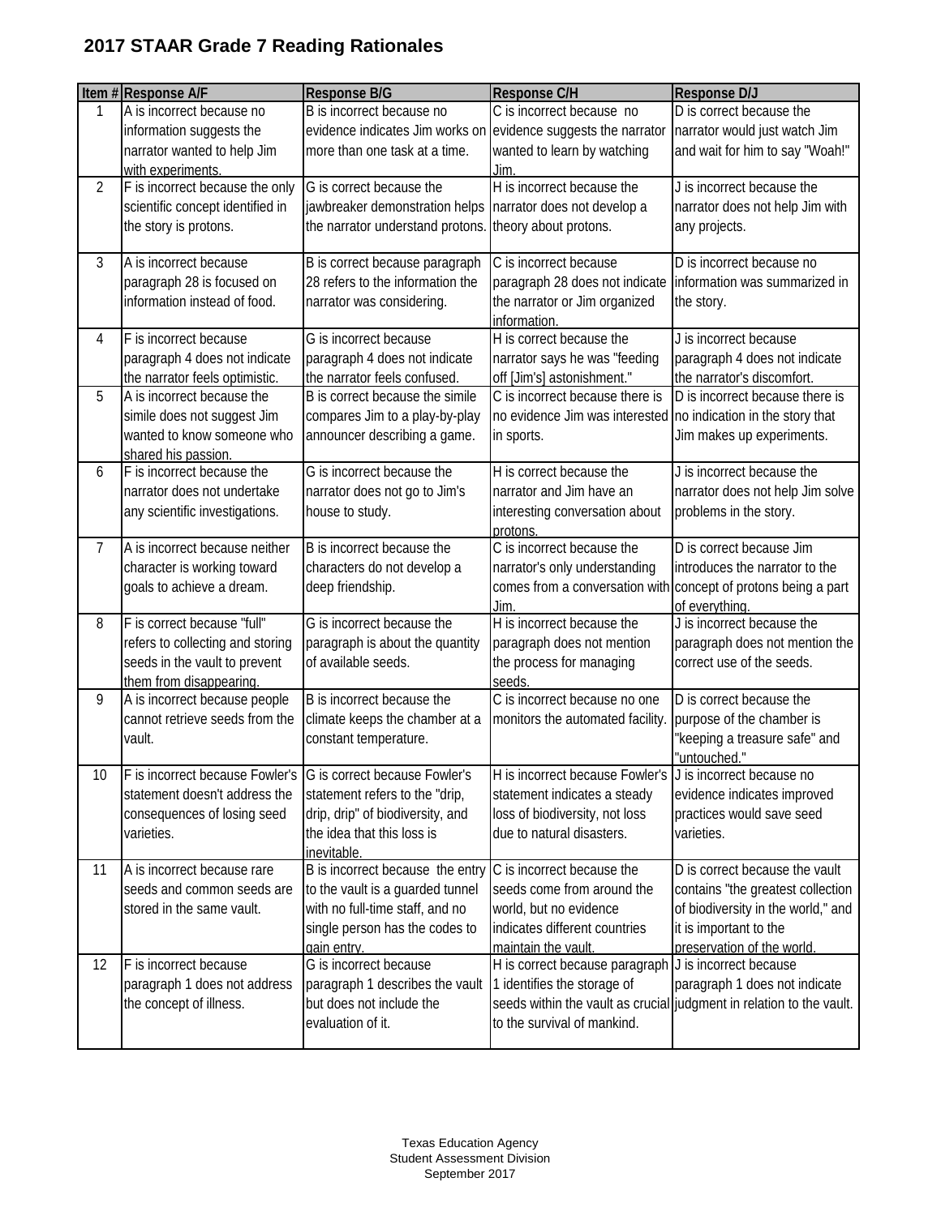# 2017 STAAR Grade 7 Reading Rationales

| Item # | Response A/F | Response B/G | Response C/H | Response D/J |
|---|---|---|---|---|
| 1 | A is incorrect because no information suggests the narrator wanted to help Jim with experiments. | B is incorrect because no evidence indicates Jim works on more than one task at a time. | C is incorrect because no evidence suggests the narrator wanted to learn by watching Jim. | D is correct because the narrator would just watch Jim and wait for him to say "Woah!" |
| 2 | F is incorrect because the only scientific concept identified in the story is protons. | G is correct because the jawbreaker demonstration helps the narrator understand protons. | H is incorrect because the narrator does not develop a theory about protons. | J is incorrect because the narrator does not help Jim with any projects. |
| 3 | A is incorrect because paragraph 28 is focused on information instead of food. | B is correct because paragraph 28 refers to the information the narrator was considering. | C is incorrect because paragraph 28 does not indicate the narrator or Jim organized information. | D is incorrect because no information was summarized in the story. |
| 4 | F is incorrect because paragraph 4 does not indicate the narrator feels optimistic. | G is incorrect because paragraph 4 does not indicate the narrator feels confused. | H is correct because the narrator says he was "feeding off [Jim's] astonishment." | J is incorrect because paragraph 4 does not indicate the narrator's discomfort. |
| 5 | A is incorrect because the simile does not suggest Jim wanted to know someone who shared his passion. | B is correct because the simile compares Jim to a play-by-play announcer describing a game. | C is incorrect because there is no evidence Jim was interested in sports. | D is incorrect because there is no indication in the story that Jim makes up experiments. |
| 6 | F is incorrect because the narrator does not undertake any scientific investigations. | G is incorrect because the narrator does not go to Jim's house to study. | H is correct because the narrator and Jim have an interesting conversation about protons. | J is incorrect because the narrator does not help Jim solve problems in the story. |
| 7 | A is incorrect because neither character is working toward goals to achieve a dream. | B is incorrect because the characters do not develop a deep friendship. | C is incorrect because the narrator's only understanding comes from a conversation with Jim. | D is correct because Jim introduces the narrator to the concept of protons being a part of everything. |
| 8 | F is correct because "full" refers to collecting and storing seeds in the vault to prevent them from disappearing. | G is incorrect because the paragraph is about the quantity of available seeds. | H is incorrect because the paragraph does not mention the process for managing seeds. | J is incorrect because the paragraph does not mention the correct use of the seeds. |
| 9 | A is incorrect because people cannot retrieve seeds from the vault. | B is incorrect because the climate keeps the chamber at a constant temperature. | C is incorrect because no one monitors the automated facility. | D is correct because the purpose of the chamber is "keeping a treasure safe" and "untouched." |
| 10 | F is incorrect because Fowler's statement doesn't address the consequences of losing seed varieties. | G is correct because Fowler's statement refers to the "drip, drip, drip" of biodiversity, and the idea that this loss is inevitable. | H is incorrect because Fowler's statement indicates a steady loss of biodiversity, not loss due to natural disasters. | J is incorrect because no evidence indicates improved practices would save seed varieties. |
| 11 | A is incorrect because rare seeds and common seeds are stored in the same vault. | B is incorrect because the entry to the vault is a guarded tunnel with no full-time staff, and no single person has the codes to gain entry. | C is incorrect because the seeds come from around the world, but no evidence indicates different countries maintain the vault. | D is correct because the vault contains "the greatest collection of biodiversity in the world," and it is important to the preservation of the world. |
| 12 | F is incorrect because paragraph 1 does not address the concept of illness. | G is incorrect because paragraph 1 describes the vault but does not include the evaluation of it. | H is correct because paragraph 1 identifies the storage of seeds within the vault as crucial to the survival of mankind. | J is incorrect because paragraph 1 does not indicate judgment in relation to the vault. |

Texas Education Agency
Student Assessment Division
September 2017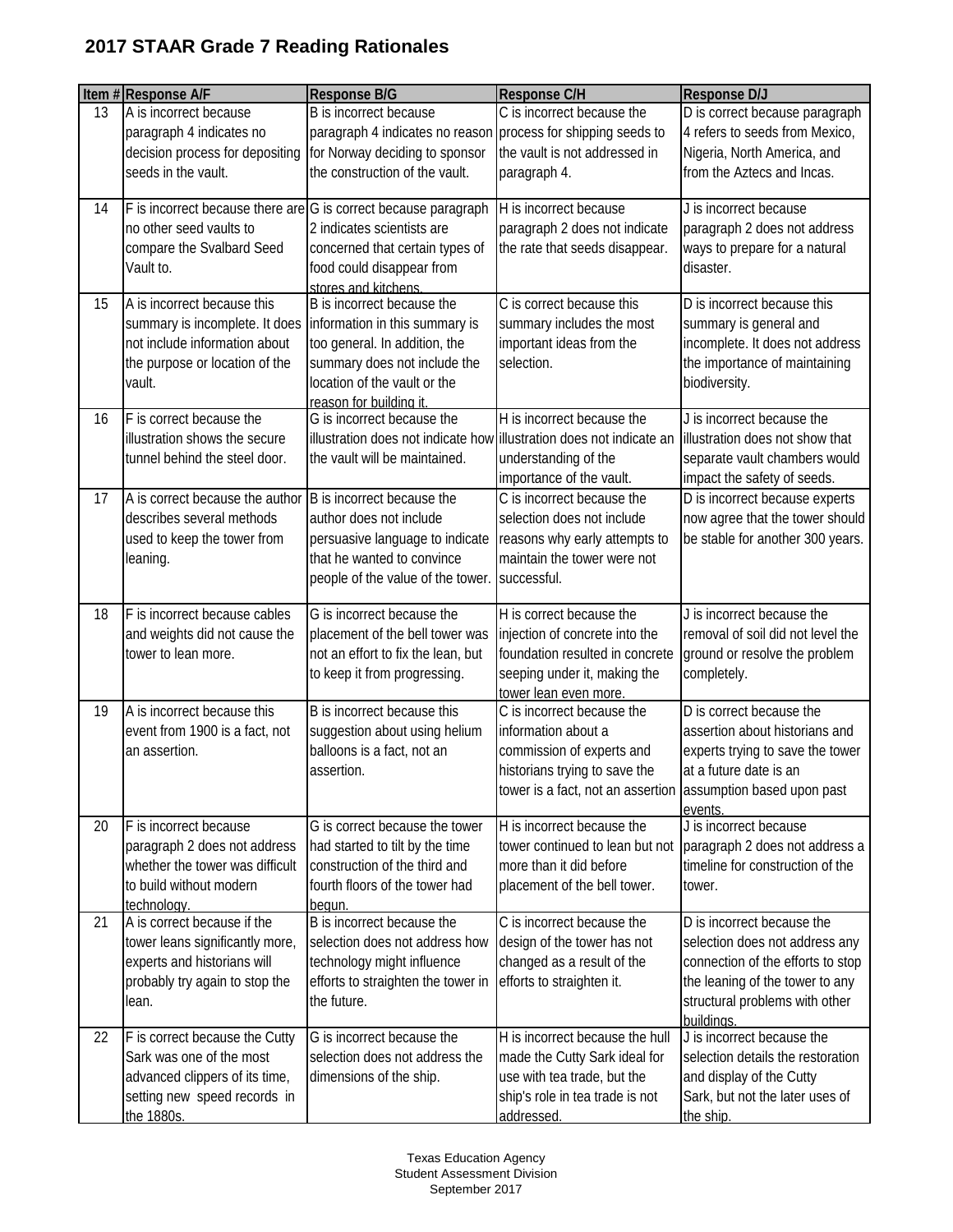## 2017 STAAR Grade 7 Reading Rationales

| Item # | Response A/F | Response B/G | Response C/H | Response D/J |
|---|---|---|---|---|
| 13 | A is incorrect because paragraph 4 indicates no decision process for depositing seeds in the vault. | B is incorrect because paragraph 4 indicates no reason for Norway deciding to sponsor the construction of the vault. | C is incorrect because the process for shipping seeds to the vault is not addressed in paragraph 4. | D is correct because paragraph 4 refers to seeds from Mexico, Nigeria, North America, and from the Aztecs and Incas. |
| 14 | F is incorrect because there are no other seed vaults to compare the Svalbard Seed Vault to. | G is correct because paragraph 2 indicates scientists are concerned that certain types of food could disappear from stores and kitchens. | H is incorrect because paragraph 2 does not indicate the rate that seeds disappear. | J is incorrect because paragraph 2 does not address ways to prepare for a natural disaster. |
| 15 | A is incorrect because this summary is incomplete. It does not include information about the purpose or location of the vault. | B is incorrect because the information in this summary is too general. In addition, the summary does not include the location of the vault or the reason for building it. | C is correct because this summary includes the most important ideas from the selection. | D is incorrect because this summary is general and incomplete. It does not address the importance of maintaining biodiversity. |
| 16 | F is correct because the illustration shows the secure tunnel behind the steel door. | G is incorrect because the illustration does not indicate how the vault will be maintained. | H is incorrect because the illustration does not indicate an understanding of the importance of the vault. | J is incorrect because the illustration does not show that separate vault chambers would impact the safety of seeds. |
| 17 | A is correct because the author describes several methods used to keep the tower from leaning. | B is incorrect because the author does not include persuasive language to indicate that he wanted to convince people of the value of the tower. | C is incorrect because the selection does not include reasons why early attempts to maintain the tower were not successful. | D is incorrect because experts now agree that the tower should be stable for another 300 years. |
| 18 | F is incorrect because cables and weights did not cause the tower to lean more. | G is incorrect because the placement of the bell tower was not an effort to fix the lean, but to keep it from progressing. | H is correct because the injection of concrete into the foundation resulted in concrete seeping under it, making the tower lean even more. | J is incorrect because the removal of soil did not level the ground or resolve the problem completely. |
| 19 | A is incorrect because this event from 1900 is a fact, not an assertion. | B is incorrect because this suggestion about using helium balloons is a fact, not an assertion. | C is incorrect because the information about a commission of experts and historians trying to save the tower is a fact, not an assertion | D is correct because the assertion about historians and experts trying to save the tower at a future date is an assumption based upon past events. |
| 20 | F is incorrect because paragraph 2 does not address whether the tower was difficult to build without modern technology. | G is correct because the tower had started to tilt by the time construction of the third and fourth floors of the tower had begun. | H is incorrect because the tower continued to lean but not more than it did before placement of the bell tower. | J is incorrect because paragraph 2 does not address a timeline for construction of the tower. |
| 21 | A is correct because if the tower leans significantly more, experts and historians will probably try again to stop the lean. | B is incorrect because the selection does not address how technology might influence efforts to straighten the tower in the future. | C is incorrect because the design of the tower has not changed as a result of the efforts to straighten it. | D is incorrect because the selection does not address any connection of the efforts to stop the leaning of the tower to any structural problems with other buildings. |
| 22 | F is correct because the Cutty Sark was one of the most advanced clippers of its time, setting new speed records in the 1880s. | G is incorrect because the selection does not address the dimensions of the ship. | H is incorrect because the hull made the Cutty Sark ideal for use with tea trade, but the ship's role in tea trade is not addressed. | J is incorrect because the selection details the restoration and display of the Cutty Sark, but not the later uses of the ship. |

Texas Education Agency
Student Assessment Division
September 2017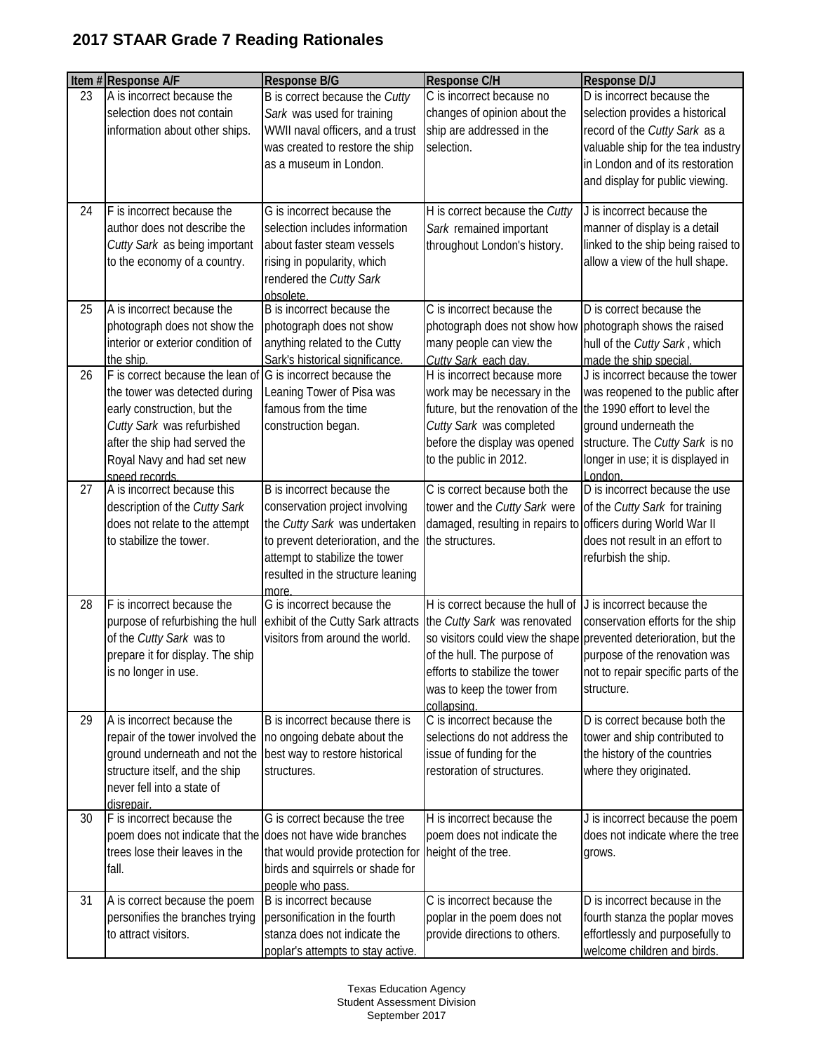## 2017 STAAR Grade 7 Reading Rationales

| Item # | Response A/F | Response B/G | Response C/H | Response D/J |
|---|---|---|---|---|
| 23 | A is incorrect because the selection does not contain information about other ships. | B is correct because the *Cutty Sark* was used for training WWII naval officers, and a trust was created to restore the ship as a museum in London. | C is incorrect because no changes of opinion about the ship are addressed in the selection. | D is incorrect because the selection provides a historical record of the *Cutty Sark* as a valuable ship for the tea industry in London and of its restoration and display for public viewing. |
| 24 | F is incorrect because the author does not describe the *Cutty Sark* as being important to the economy of a country. | G is incorrect because the selection includes information about faster steam vessels rising in popularity, which rendered the *Cutty Sark* obsolete. | H is correct because the *Cutty Sark* remained important throughout London's history. | J is incorrect because the manner of display is a detail linked to the ship being raised to allow a view of the hull shape. |
| 25 | A is incorrect because the photograph does not show the interior or exterior condition of the ship. | B is incorrect because the photograph does not show anything related to the Cutty Sark's historical significance. | C is incorrect because the photograph does not show how many people can view the *Cutty Sark* each day. | D is correct because the photograph shows the raised hull of the *Cutty Sark*, which made the ship special. |
| 26 | F is correct because the lean of the tower was detected during early construction, but the *Cutty Sark* was refurbished after the ship had served the Royal Navy and had set new speed records. | G is incorrect because the Leaning Tower of Pisa was famous from the time construction began. | H is incorrect because more work may be necessary in the future, but the renovation of the *Cutty Sark* was completed before the display was opened to the public in 2012. | J is incorrect because the tower was reopened to the public after the 1990 effort to level the ground underneath the structure. The *Cutty Sark* is no longer in use; it is displayed in London. |
| 27 | A is incorrect because this description of the *Cutty Sark* does not relate to the attempt to stabilize the tower. | B is incorrect because the conservation project involving the *Cutty Sark* was undertaken to prevent deterioration, and the attempt to stabilize the tower resulted in the structure leaning more. | C is correct because both the tower and the *Cutty Sark* were damaged, resulting in repairs to the structures. | D is incorrect because the use of the *Cutty Sark* for training officers during World War II does not result in an effort to refurbish the ship. |
| 28 | F is incorrect because the purpose of refurbishing the hull of the *Cutty Sark* was to prepare it for display. The ship is no longer in use. | G is incorrect because the exhibit of the Cutty Sark attracts visitors from around the world. | H is correct because the hull of the *Cutty Sark* was renovated so visitors could view the shape of the hull. The purpose of efforts to stabilize the tower was to keep the tower from collapsing. | J is incorrect because the conservation efforts for the ship prevented deterioration, but the purpose of the renovation was not to repair specific parts of the structure. |
| 29 | A is incorrect because the repair of the tower involved the ground underneath and not the structure itself, and the ship never fell into a state of disrepair. | B is incorrect because there is no ongoing debate about the best way to restore historical structures. | C is incorrect because the selections do not address the issue of funding for the restoration of structures. | D is correct because both the tower and ship contributed to the history of the countries where they originated. |
| 30 | F is incorrect because the poem does not indicate that the trees lose their leaves in the fall. | G is correct because the tree does not have wide branches that would provide protection for birds and squirrels or shade for people who pass. | H is incorrect because the poem does not indicate the height of the tree. | J is incorrect because the poem does not indicate where the tree grows. |
| 31 | A is correct because the poem personifies the branches trying to attract visitors. | B is incorrect because personification in the fourth stanza does not indicate the poplar's attempts to stay active. | C is incorrect because the poplar in the poem does not provide directions to others. | D is incorrect because in the fourth stanza the poplar moves effortlessly and purposefully to welcome children and birds. |

Texas Education Agency
Student Assessment Division
September 2017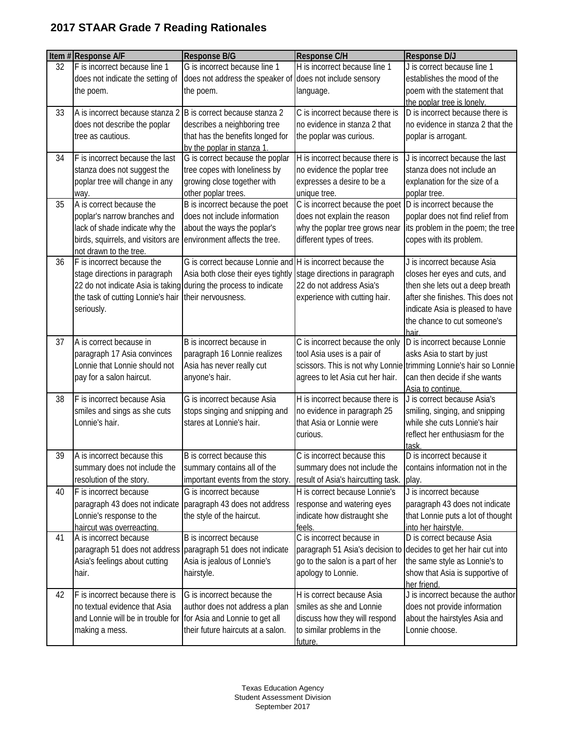# 2017 STAAR Grade 7 Reading Rationales

| Item # | Response A/F | Response B/G | Response C/H | Response D/J |
|---|---|---|---|---|
| 32 | F is incorrect because line 1 does not indicate the setting of the poem. | G is incorrect because line 1 does not address the speaker of the poem. | H is incorrect because line 1 does not include sensory language. | J is correct because line 1 establishes the mood of the poem with the statement that the poplar tree is lonely. |
| 33 | A is incorrect because stanza 2 does not describe the poplar tree as cautious. | B is correct because stanza 2 describes a neighboring tree that has the benefits longed for by the poplar in stanza 1. | C is incorrect because there is no evidence in stanza 2 that the poplar was curious. | D is incorrect because there is no evidence in stanza 2 that the poplar is arrogant. |
| 34 | F is incorrect because the last stanza does not suggest the poplar tree will change in any way. | G is correct because the poplar tree copes with loneliness by growing close together with other poplar trees. | H is incorrect because there is no evidence the poplar tree expresses a desire to be a unique tree. | J is incorrect because the last stanza does not include an explanation for the size of a poplar tree. |
| 35 | A is correct because the poplar's narrow branches and lack of shade indicate why the birds, squirrels, and visitors are not drawn to the tree. | B is incorrect because the poet does not include information about the ways the poplar's environment affects the tree. | C is incorrect because the poet does not explain the reason why the poplar tree grows near different types of trees. | D is incorrect because the poplar does not find relief from its problem in the poem; the tree copes with its problem. |
| 36 | F is incorrect because the stage directions in paragraph 22 do not indicate Asia is taking the task of cutting Lonnie's hair seriously. | G is correct because Lonnie and Asia both close their eyes tightly during the process to indicate their nervousness. | H is incorrect because the stage directions in paragraph 22 do not address Asia's experience with cutting hair. | J is incorrect because Asia closes her eyes and cuts, and then she lets out a deep breath after she finishes. This does not indicate Asia is pleased to have the chance to cut someone's hair. |
| 37 | A is correct because in paragraph 17 Asia convinces Lonnie that Lonnie should not pay for a salon haircut. | B is incorrect because in paragraph 16 Lonnie realizes Asia has never really cut anyone's hair. | C is incorrect because the only tool Asia uses is a pair of scissors. This is not why Lonnie agrees to let Asia cut her hair. | D is incorrect because Lonnie asks Asia to start by just trimming Lonnie's hair so Lonnie can then decide if she wants Asia to continue. |
| 38 | F is incorrect because Asia smiles and sings as she cuts Lonnie's hair. | G is incorrect because Asia stops singing and snipping and stares at Lonnie's hair. | H is incorrect because there is no evidence in paragraph 25 that Asia or Lonnie were curious. | J is correct because Asia's smiling, singing, and snipping while she cuts Lonnie's hair reflect her enthusiasm for the task. |
| 39 | A is incorrect because this summary does not include the resolution of the story. | B is correct because this summary contains all of the important events from the story. | C is incorrect because this summary does not include the result of Asia's haircutting task. | D is incorrect because it contains information not in the play. |
| 40 | F is incorrect because paragraph 43 does not indicate Lonnie's response to the haircut was overreacting. | G is incorrect because paragraph 43 does not address the style of the haircut. | H is correct because Lonnie's response and watering eyes indicate how distraught she feels. | J is incorrect because paragraph 43 does not indicate that Lonnie puts a lot of thought into her hairstyle. |
| 41 | A is incorrect because paragraph 51 does not address Asia's feelings about cutting hair. | B is incorrect because paragraph 51 does not indicate Asia is jealous of Lonnie's hairstyle. | C is incorrect because in paragraph 51 Asia's decision to go to the salon is a part of her apology to Lonnie. | D is correct because Asia decides to get her hair cut into the same style as Lonnie's to show that Asia is supportive of her friend. |
| 42 | F is incorrect because there is no textual evidence that Asia and Lonnie will be in trouble for making a mess. | G is incorrect because the author does not address a plan for Asia and Lonnie to get all their future haircuts at a salon. | H is correct because Asia smiles as she and Lonnie discuss how they will respond to similar problems in the future. | J is incorrect because the author does not provide information about the hairstyles Asia and Lonnie choose. |

Texas Education Agency
Student Assessment Division
September 2017